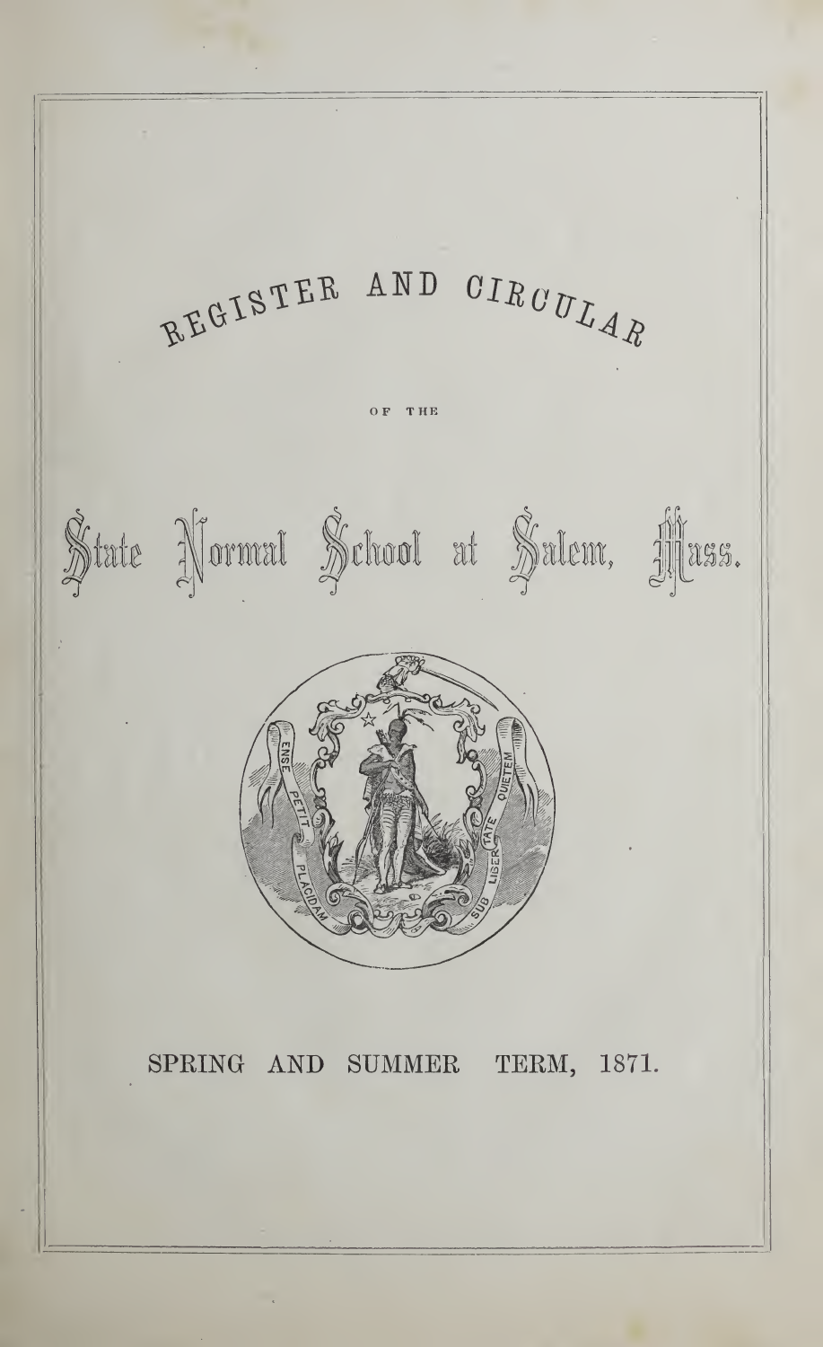# REGISTER AND CIRCULAR

OF THE

# State Normal School at Salem, Mass.

ENSE PETIT PLACIDAM SUB LIBERTATE QUIETEM

SPRING AND SUMMER TERM, 1871.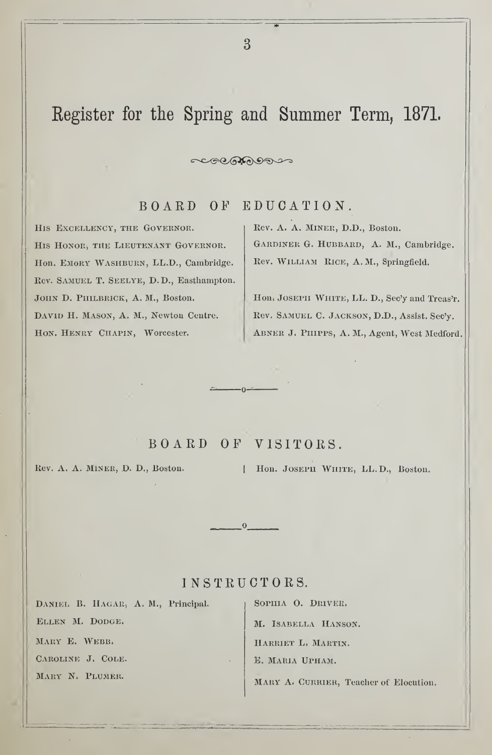# Register for the Spring and Summer Term, 1871.

## BOARD OF EDUCATION.

His Excellency, the Governor.
His Honor, the Lieutenant Governor.
Hon. Emory Washburn, LL.D., Cambridge.
Rev. Samuel T. Seelye, D.D., Easthampton.
John D. Philbrick, A. M., Boston.
David H. Mason, A. M., Newton Centre.
Hon. Henry Chapin, Worcester.
Rev. A. A. Miner, D.D., Boston.
Gardiner G. Hubbard, A. M., Cambridge.
Rev. William Rice, A.M., Springfield.

Hon. Joseph White, LL. D., Sec'y and Treas'r.
Rev. Samuel C. Jackson, D.D., Assist. Sec'y.
Abner J. Phipps, A. M., Agent, West Medford.

## BOARD OF VISITORS.

Rev. A. A. Miner, D. D., Boston.
Hon. Joseph White, LL.D., Boston.

## INSTRUCTORS.

Daniel B. Hagar, A. M., Principal.
Ellen M. Dodge.
Mary E. Webb.
Caroline J. Cole.
Mary N. Plumer.
Sophia O. Driver.
M. Isabella Hanson.
Harriet L. Martin.
E. Maria Upham.
Mary A. Currier, Teacher of Elocution.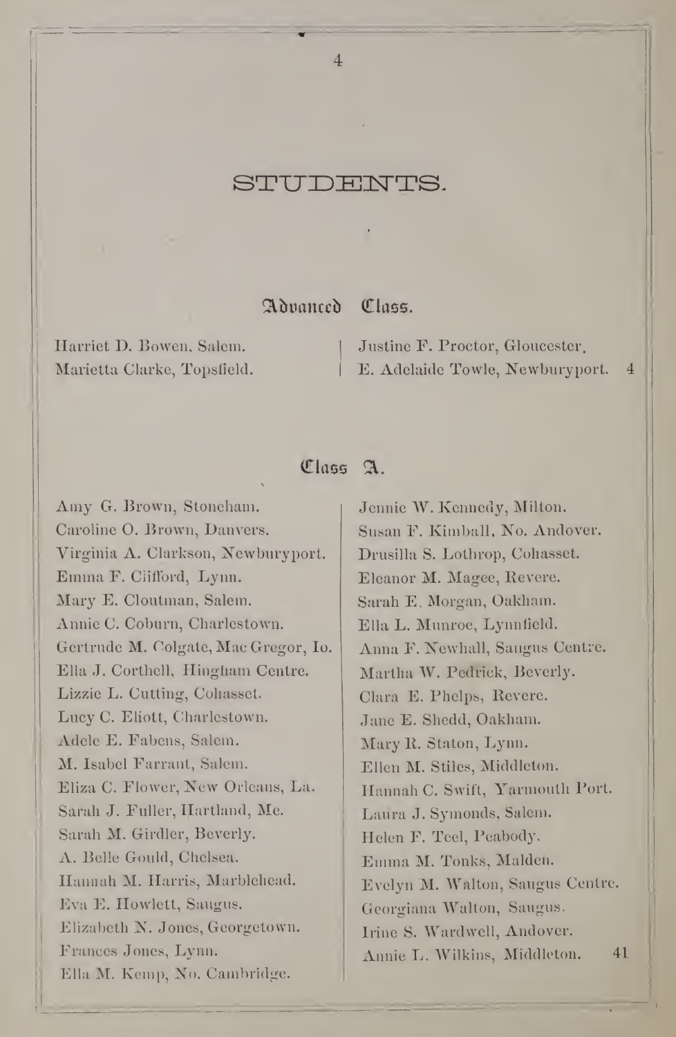# STUDENTS.

## Advanced Class.

Harriet D. Bowen, Salem.
Marietta Clarke, Topsfield.
Justine F. Proctor, Gloucester.
E. Adelaide Towle, Newburyport. 4

## Class A.

Amy G. Brown, Stoneham.
Caroline O. Brown, Danvers.
Virginia A. Clarkson, Newburyport.
Emma F. Clifford, Lynn.
Mary E. Cloutman, Salem.
Annie C. Coburn, Charlestown.
Gertrude M. Colgate, Mac Gregor, Io.
Ella J. Corthell, Hingham Centre.
Lizzie L. Cutting, Cohasset.
Lucy C. Eliott, Charlestown.
Adele E. Fabens, Salem.
M. Isabel Farrant, Salem.
Eliza C. Flower, New Orleans, La.
Sarah J. Fuller, Hartland, Me.
Sarah M. Girdler, Beverly.
A. Belle Gould, Chelsea.
Hannah M. Harris, Marblehead.
Eva E. Howlett, Saugus.
Elizabeth N. Jones, Georgetown.
Frances Jones, Lynn.
Ella M. Kemp, No. Cambridge.
Jennie W. Kennedy, Milton.
Susan F. Kimball, No. Andover.
Drusilla S. Lothrop, Cohasset.
Eleanor M. Magee, Revere.
Sarah E. Morgan, Oakham.
Ella L. Munroe, Lynnfield.
Anna F. Newhall, Saugus Centre.
Martha W. Pedrick, Beverly.
Clara E. Phelps, Revere.
Jane E. Shedd, Oakham.
Mary R. Staton, Lynn.
Ellen M. Stiles, Middleton.
Hannah C. Swift, Yarmouth Port.
Laura J. Symonds, Salem.
Helen F. Teel, Peabody.
Emma M. Tonks, Malden.
Evelyn M. Walton, Saugus Centre.
Georgiana Walton, Saugus.
Irine S. Wardwell, Andover.
Annie L. Wilkins, Middleton. 41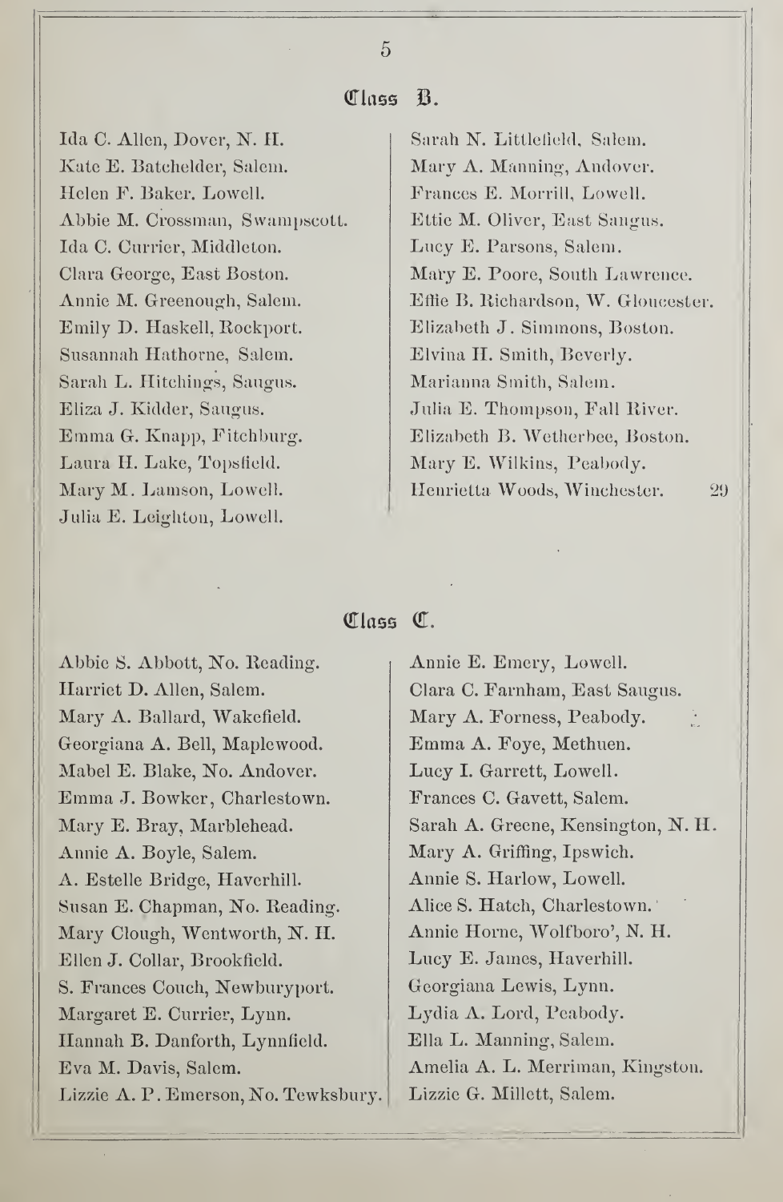## Class B.

Ida C. Allen, Dover, N. H.
Kate E. Batchelder, Salem.
Helen F. Baker. Lowell.
Abbie M. Crossman, Swampscott.
Ida C. Currier, Middleton.
Clara George, East Boston.
Annie M. Greenough, Salem.
Emily D. Haskell, Rockport.
Susannah Hathorne, Salem.
Sarah L. Hitchings, Saugus.
Eliza J. Kidder, Saugus.
Emma G. Knapp, Fitchburg.
Laura H. Lake, Topsfield.
Mary M. Lamson, Lowell.
Julia E. Leighton, Lowell.
Sarah N. Littlefield, Salem.
Mary A. Manning, Andover.
Frances E. Morrill, Lowell.
Ettie M. Oliver, East Saugus.
Lucy E. Parsons, Salem.
Mary E. Poore, South Lawrence.
Effie B. Richardson, W. Gloucester.
Elizabeth J. Simmons, Boston.
Elvina H. Smith, Beverly.
Marianna Smith, Salem.
Julia E. Thompson, Fall River.
Elizabeth B. Wetherbee, Boston.
Mary E. Wilkins, Peabody.
Henrietta Woods, Winchester. 29

## Class C.

Abbie S. Abbott, No. Reading.
Harriet D. Allen, Salem.
Mary A. Ballard, Wakefield.
Georgiana A. Bell, Maplewood.
Mabel E. Blake, No. Andover.
Emma J. Bowker, Charlestown.
Mary E. Bray, Marblehead.
Annie A. Boyle, Salem.
A. Estelle Bridge, Haverhill.
Susan E. Chapman, No. Reading.
Mary Clough, Wentworth, N. H.
Ellen J. Collar, Brookfield.
S. Frances Couch, Newburyport.
Margaret E. Currier, Lynn.
Hannah B. Danforth, Lynnfield.
Eva M. Davis, Salem.
Lizzie A. P. Emerson, No. Tewksbury.
Annie E. Emery, Lowell.
Clara C. Farnham, East Saugus.
Mary A. Forness, Peabody.
Emma A. Foye, Methuen.
Lucy I. Garrett, Lowell.
Frances C. Gavett, Salem.
Sarah A. Greene, Kensington, N. H.
Mary A. Griffing, Ipswich.
Annie S. Harlow, Lowell.
Alice S. Hatch, Charlestown.
Annie Horne, Wolfboro', N. H.
Lucy E. James, Haverhill.
Georgiana Lewis, Lynn.
Lydia A. Lord, Peabody.
Ella L. Manning, Salem.
Amelia A. L. Merriman, Kingston.
Lizzie G. Millett, Salem.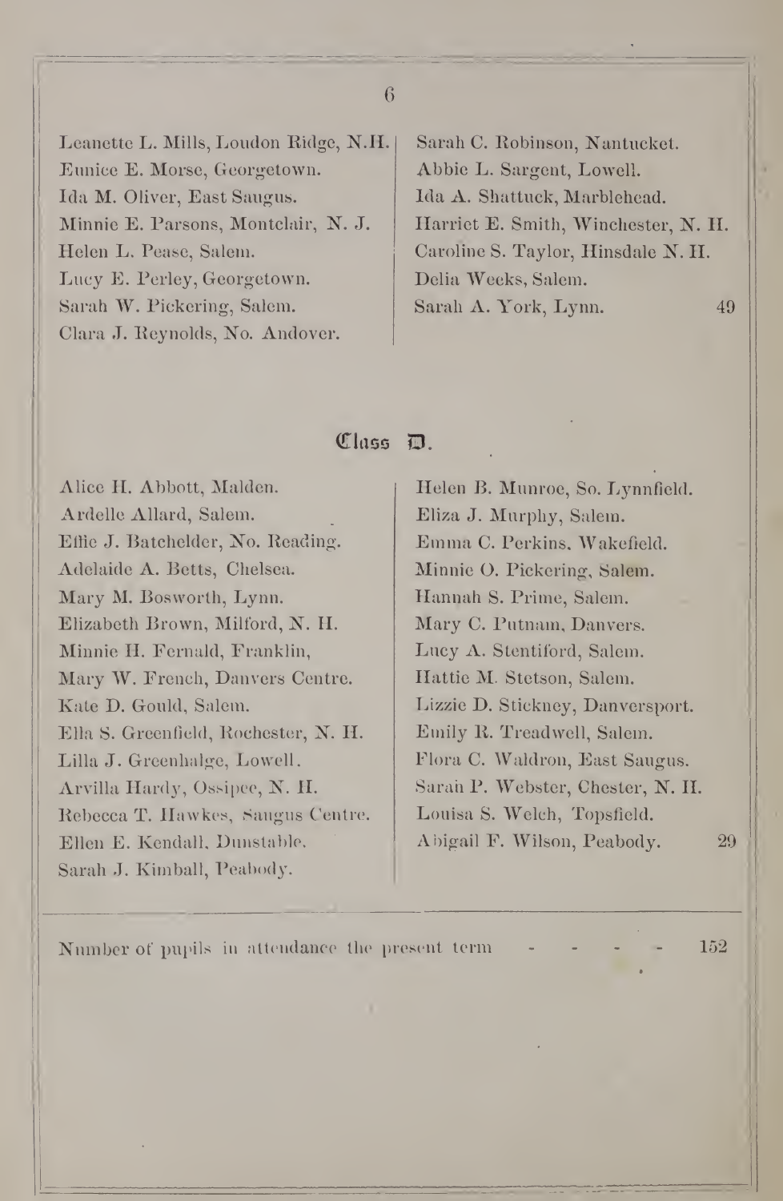Leanette L. Mills, Loudon Ridge, N.H.
Eunice E. Morse, Georgetown.
Ida M. Oliver, East Saugus.
Minnie E. Parsons, Montclair, N. J.
Helen L. Pease, Salem.
Lucy E. Perley, Georgetown.
Sarah W. Pickering, Salem.
Clara J. Reynolds, No. Andover.
Sarah C. Robinson, Nantucket.
Abbie L. Sargent, Lowell.
Ida A. Shattuck, Marblehead.
Harriet E. Smith, Winchester, N. H.
Caroline S. Taylor, Hinsdale N. H.
Delia Weeks, Salem.
Sarah A. York, Lynn. 49

## Class D.

Alice H. Abbott, Malden.
Ardelle Allard, Salem.
Effie J. Batchelder, No. Reading.
Adelaide A. Betts, Chelsea.
Mary M. Bosworth, Lynn.
Elizabeth Brown, Milford, N. H.
Minnie H. Fernald, Franklin,
Mary W. French, Danvers Centre.
Kate D. Gould, Salem.
Ella S. Greenfield, Rochester, N. H.
Lilla J. Greenhalge, Lowell.
Arvilla Hardy, Ossipee, N. H.
Rebecca T. Hawkes, Saugus Centre.
Ellen E. Kendall, Dunstable.
Sarah J. Kimball, Peabody.
Helen B. Munroe, So. Lynnfield.
Eliza J. Murphy, Salem.
Emma C. Perkins, Wakefield.
Minnie O. Pickering, Salem.
Hannah S. Prime, Salem.
Mary C. Putnam, Danvers.
Lucy A. Stentiford, Salem.
Hattie M. Stetson, Salem.
Lizzie D. Stickney, Danversport.
Emily R. Treadwell, Salem.
Flora C. Waldron, East Saugus.
Sarah P. Webster, Chester, N. H.
Louisa S. Welch, Topsfield.
Abigail F. Wilson, Peabody. 29

Number of pupils in attendance the present term - - - - 152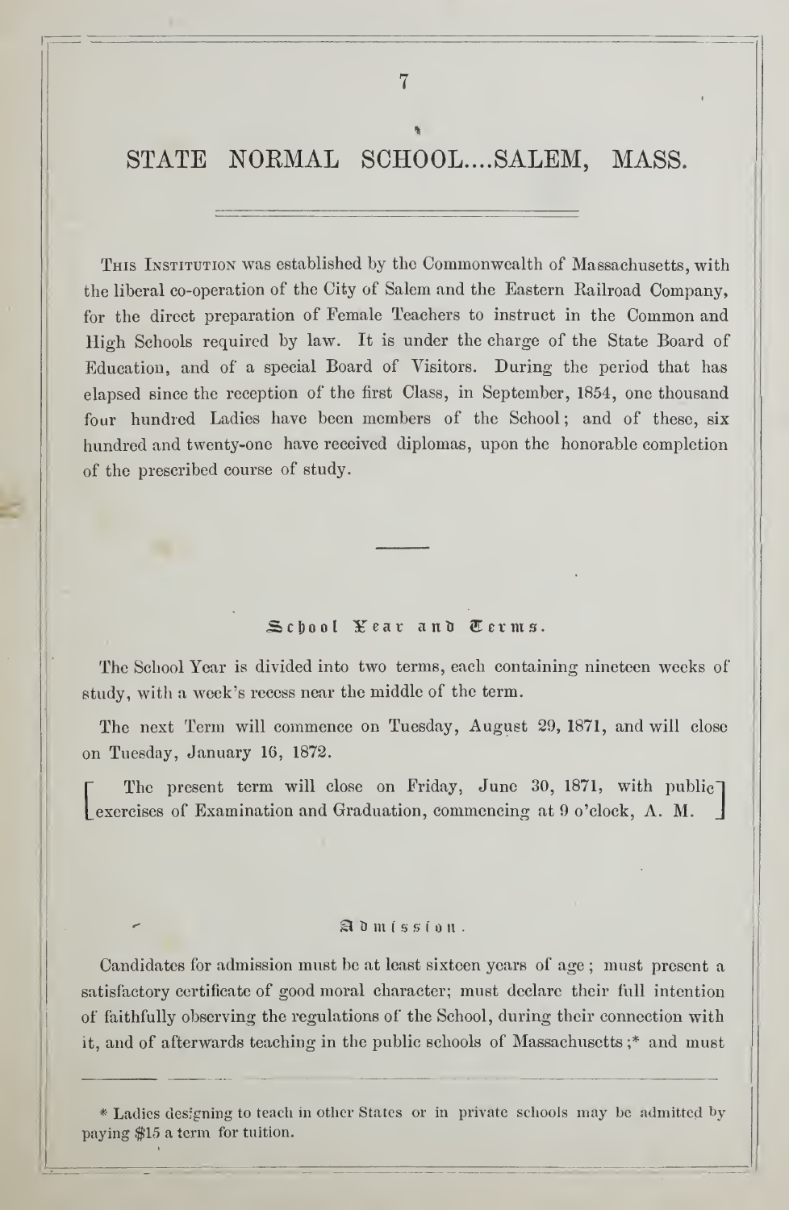# STATE NORMAL SCHOOL....SALEM, MASS.

THIS INSTITUTION was established by the Commonwealth of Massachusetts, with the liberal co-operation of the City of Salem and the Eastern Railroad Company, for the direct preparation of Female Teachers to instruct in the Common and High Schools required by law. It is under the charge of the State Board of Education, and of a special Board of Visitors. During the period that has elapsed since the reception of the first Class, in September, 1854, one thousand four hundred Ladies have been members of the School; and of these, six hundred and twenty-one have received diplomas, upon the honorable completion of the prescribed course of study.

## School Year and Terms.

The School Year is divided into two terms, each containing nineteen weeks of study, with a week's recess near the middle of the term.

The next Term will commence on Tuesday, August 29, 1871, and will close on Tuesday, January 16, 1872.

[ The present term will close on Friday, June 30, 1871, with public exercises of Examination and Graduation, commencing at 9 o'clock, A. M. ]

## Admission.

Candidates for admission must be at least sixteen years of age; must present a satisfactory certificate of good moral character; must declare their full intention of faithfully observing the regulations of the School, during their connection with it, and of afterwards teaching in the public schools of Massachusetts;* and must

---

* Ladies designing to teach in other States or in private schools may be admitted by paying $15 a term for tuition.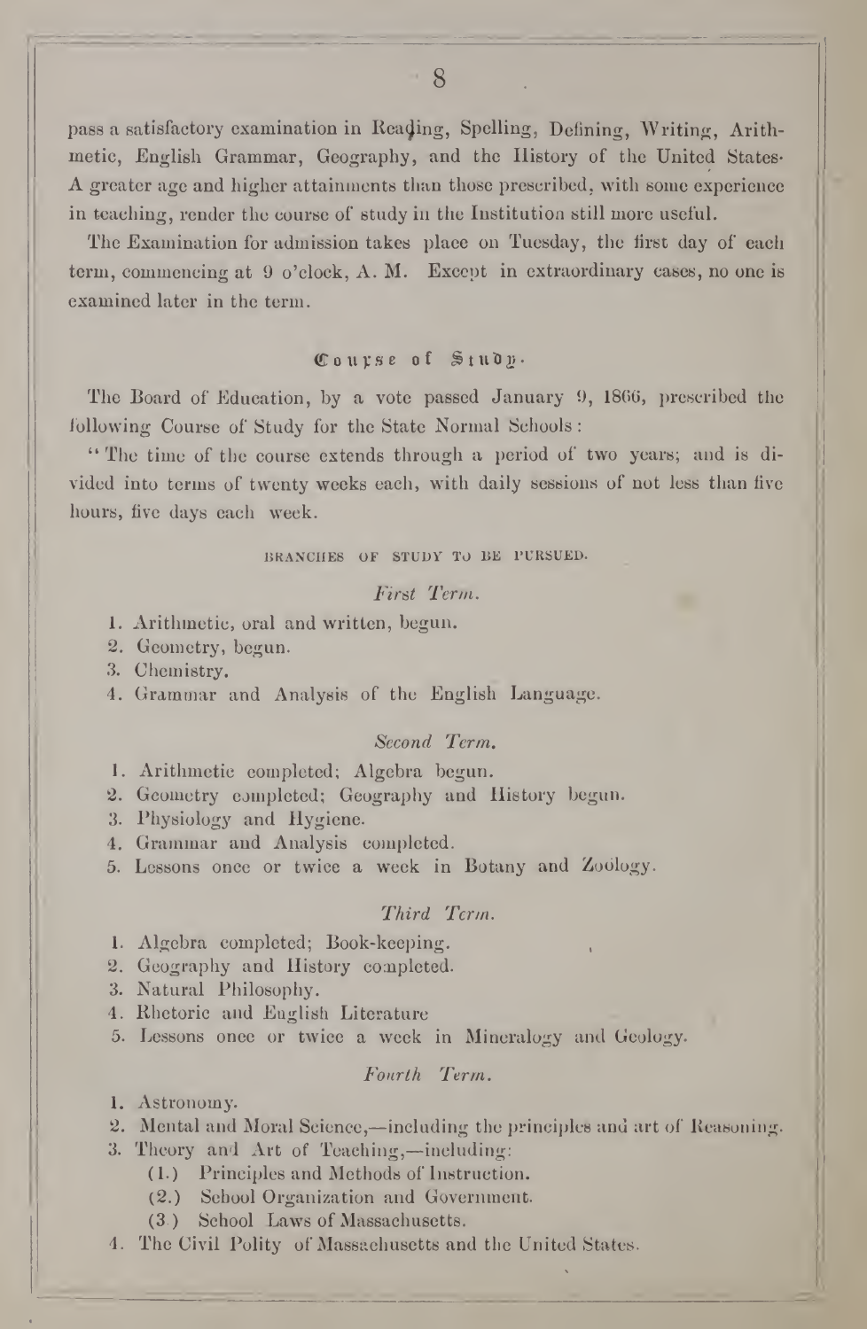pass a satisfactory examination in Reading, Spelling, Defining, Writing, Arithmetic, English Grammar, Geography, and the History of the United States. A greater age and higher attainments than those prescribed, with some experience in teaching, render the course of study in the Institution still more useful.

The Examination for admission takes place on Tuesday, the first day of each term, commencing at 9 o'clock, A. M. Except in extraordinary cases, no one is examined later in the term.

## Course of Study.

The Board of Education, by a vote passed January 9, 1866, prescribed the following Course of Study for the State Normal Schools:

"The time of the course extends through a period of two years; and is divided into terms of twenty weeks each, with daily sessions of not less than five hours, five days each week.

### BRANCHES OF STUDY TO BE PURSUED.

#### *First Term.*

1. Arithmetic, oral and written, begun.
2. Geometry, begun.
3. Chemistry.
4. Grammar and Analysis of the English Language.

#### *Second Term.*

1. Arithmetic completed; Algebra begun.
2. Geometry completed; Geography and History begun.
3. Physiology and Hygiene.
4. Grammar and Analysis completed.
5. Lessons once or twice a week in Botany and Zoölogy.

#### *Third Term.*

1. Algebra completed; Book-keeping.
2. Geography and History completed.
3. Natural Philosophy.
4. Rhetoric and English Literature
5. Lessons once or twice a week in Mineralogy and Geology.

#### *Fourth Term.*

1. Astronomy.
2. Mental and Moral Science,—including the principles and art of Reasoning.
3. Theory and Art of Teaching,—including:
   (1.) Principles and Methods of Instruction.
   (2.) School Organization and Government.
   (3.) School Laws of Massachusetts.
4. The Civil Polity of Massachusetts and the United States.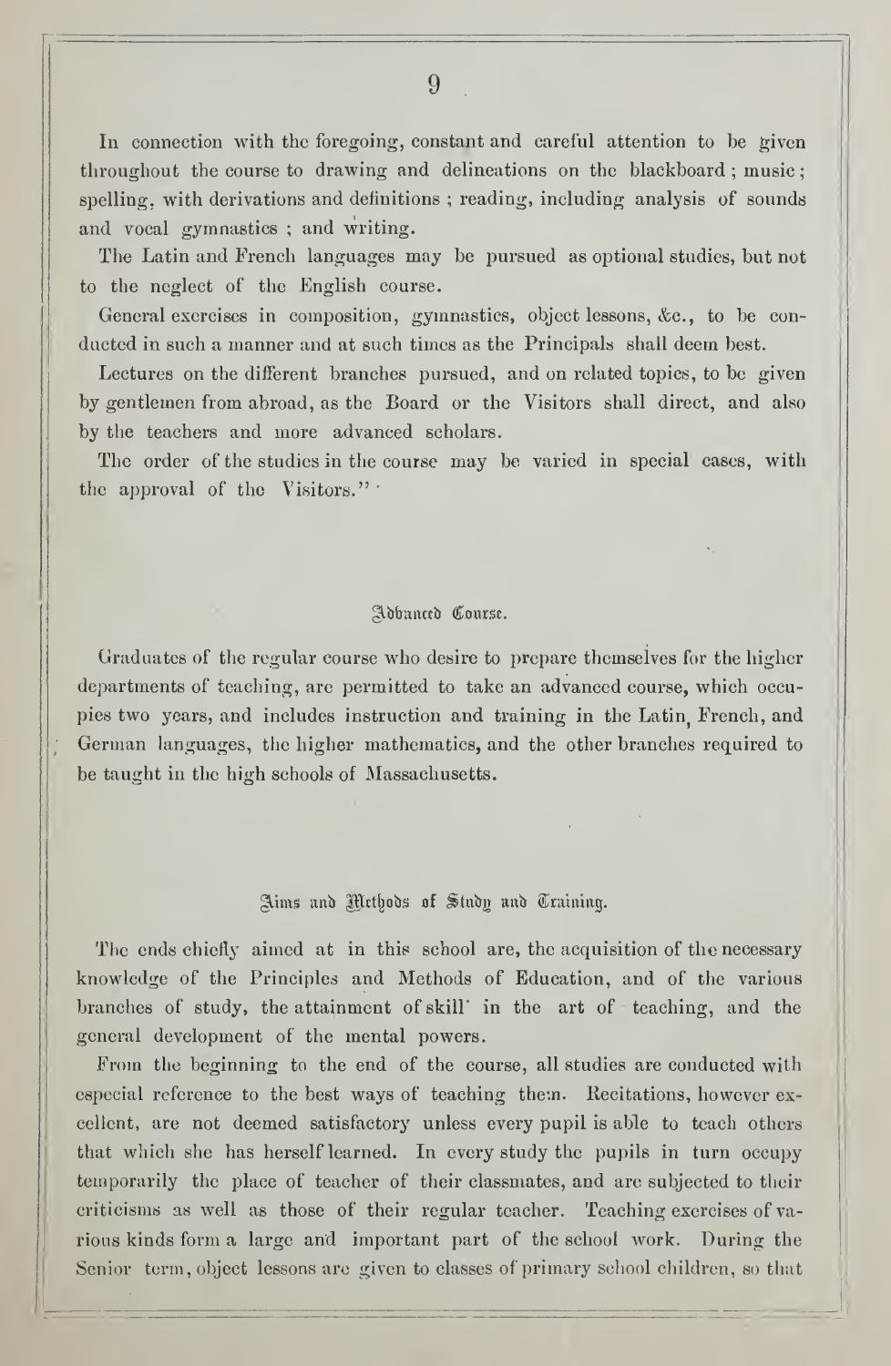In connection with the foregoing, constant and careful attention to be given throughout the course to drawing and delineations on the blackboard; music; spelling, with derivations and definitions; reading, including analysis of sounds and vocal gymnastics; and writing.

The Latin and French languages may be pursued as optional studies, but not to the neglect of the English course.

General exercises in composition, gymnastics, object lessons, &c., to be conducted in such a manner and at such times as the Principals shall deem best.

Lectures on the different branches pursued, and on related topics, to be given by gentlemen from abroad, as the Board or the Visitors shall direct, and also by the teachers and more advanced scholars.

The order of the studies in the course may be varied in special cases, with the approval of the Visitors."

## Advanced Course.

Graduates of the regular course who desire to prepare themselves for the higher departments of teaching, are permitted to take an advanced course, which occupies two years, and includes instruction and training in the Latin, French, and German languages, the higher mathematics, and the other branches required to be taught in the high schools of Massachusetts.

## Aims and Methods of Study and Training.

The ends chiefly aimed at in this school are, the acquisition of the necessary knowledge of the Principles and Methods of Education, and of the various branches of study, the attainment of skill in the art of teaching, and the general development of the mental powers.

From the beginning to the end of the course, all studies are conducted with especial reference to the best ways of teaching them. Recitations, however excellent, are not deemed satisfactory unless every pupil is able to teach others that which she has herself learned. In every study the pupils in turn occupy temporarily the place of teacher of their classmates, and are subjected to their criticisms as well as those of their regular teacher. Teaching exercises of various kinds form a large and important part of the school work. During the Senior term, object lessons are given to classes of primary school children, so that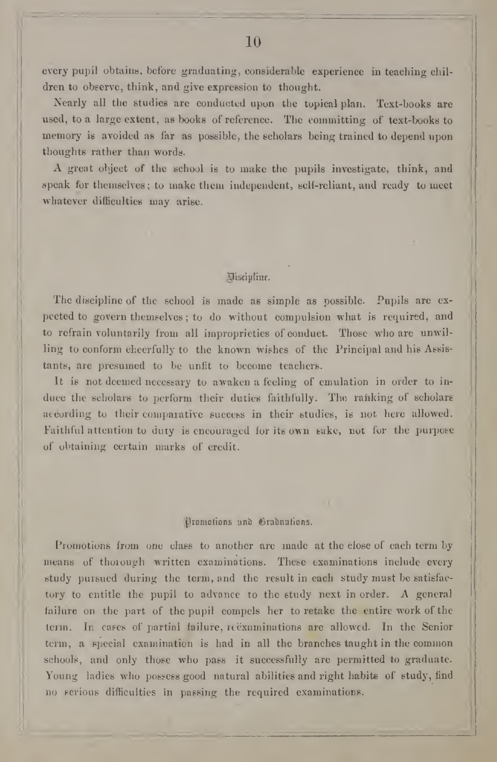every pupil obtains, before graduating, considerable experience in teaching children to observe, think, and give expression to thought.

Nearly all the studies are conducted upon the topical plan. Text-books are used, to a large extent, as books of reference. The committing of text-books to memory is avoided as far as possible, the scholars being trained to depend upon thoughts rather than words.

A great object of the school is to make the pupils investigate, think, and speak for themselves; to make them independent, self-reliant, and ready to meet whatever difficulties may arise.

## Discipline.

The discipline of the school is made as simple as possible. Pupils are expected to govern themselves; to do without compulsion what is required, and to refrain voluntarily from all improprieties of conduct. Those who are unwilling to conform cheerfully to the known wishes of the Principal and his Assistants, are presumed to be unfit to become teachers.

It is not deemed necessary to awaken a feeling of emulation in order to induce the scholars to perform their duties faithfully. The ranking of scholars according to their comparative success in their studies, is not here allowed. Faithful attention to duty is encouraged for its own sake, not for the purpose of obtaining certain marks of credit.

## Promotions and Graduations.

Promotions from one class to another are made at the close of each term by means of thorough written examinations. These examinations include every study pursued during the term, and the result in each study must be satisfactory to entitle the pupil to advance to the study next in order. A general failure on the part of the pupil compels her to retake the entire work of the term. In cases of partial failure, reëxaminations are allowed. In the Senior term, a special examination is had in all the branches taught in the common schools, and only those who pass it successfully are permitted to graduate. Young ladies who possess good natural abilities and right habits of study, find no serious difficulties in passing the required examinations.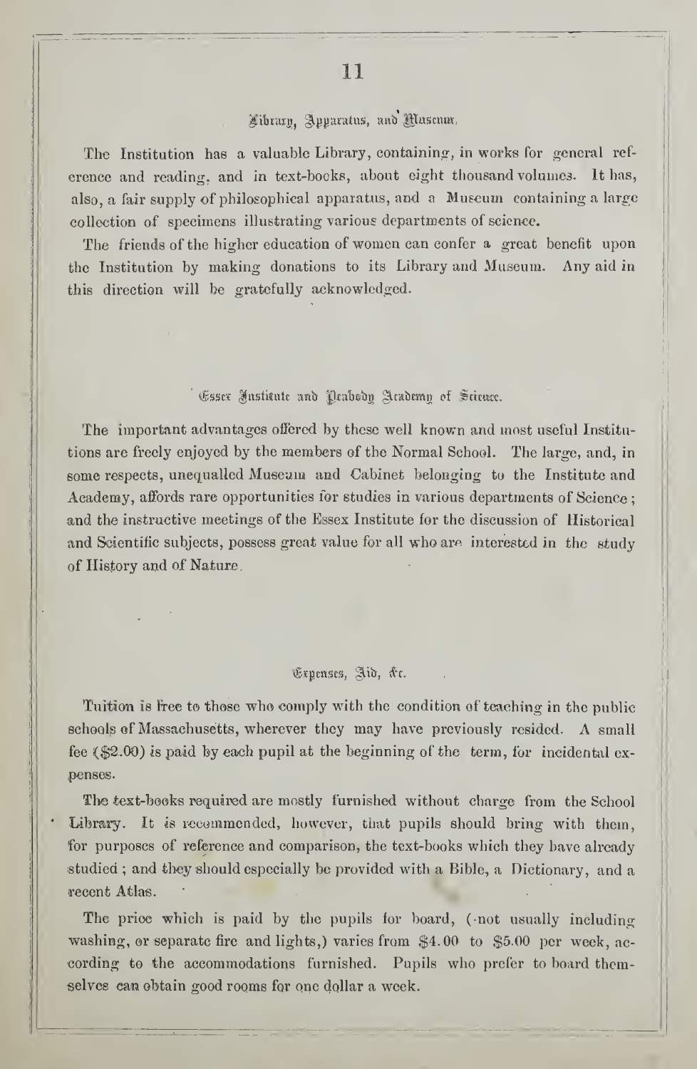## Library, Apparatus, and Museum.

The Institution has a valuable Library, containing, in works for general reference and reading, and in text-books, about eight thousand volumes. It has, also, a fair supply of philosophical apparatus, and a Museum containing a large collection of specimens illustrating various departments of science.

The friends of the higher education of women can confer a great benefit upon the Institution by making donations to its Library and Museum. Any aid in this direction will be gratefully acknowledged.

## Essex Institute and Peabody Academy of Science.

The important advantages offered by these well known and most useful Institutions are freely enjoyed by the members of the Normal School. The large, and, in some respects, unequalled Museum and Cabinet belonging to the Institute and Academy, affords rare opportunities for studies in various departments of Science; and the instructive meetings of the Essex Institute for the discussion of Historical and Scientific subjects, possess great value for all who are interested in the study of History and of Nature.

## Expenses, Aid, &c.

Tuition is free to those who comply with the condition of teaching in the public schools of Massachusetts, wherever they may have previously resided. A small fee ($2.00) is paid by each pupil at the beginning of the term, for incidental expenses.

The text-books required are mostly furnished without charge from the School Library. It is recommended, however, that pupils should bring with them, for purposes of reference and comparison, the text-books which they have already studied; and they should especially be provided with a Bible, a Dictionary, and a recent Atlas.

The price which is paid by the pupils for board, (not usually including washing, or separate fire and lights,) varies from $4.00 to $5.00 per week, according to the accommodations furnished. Pupils who prefer to board themselves can obtain good rooms for one dollar a week.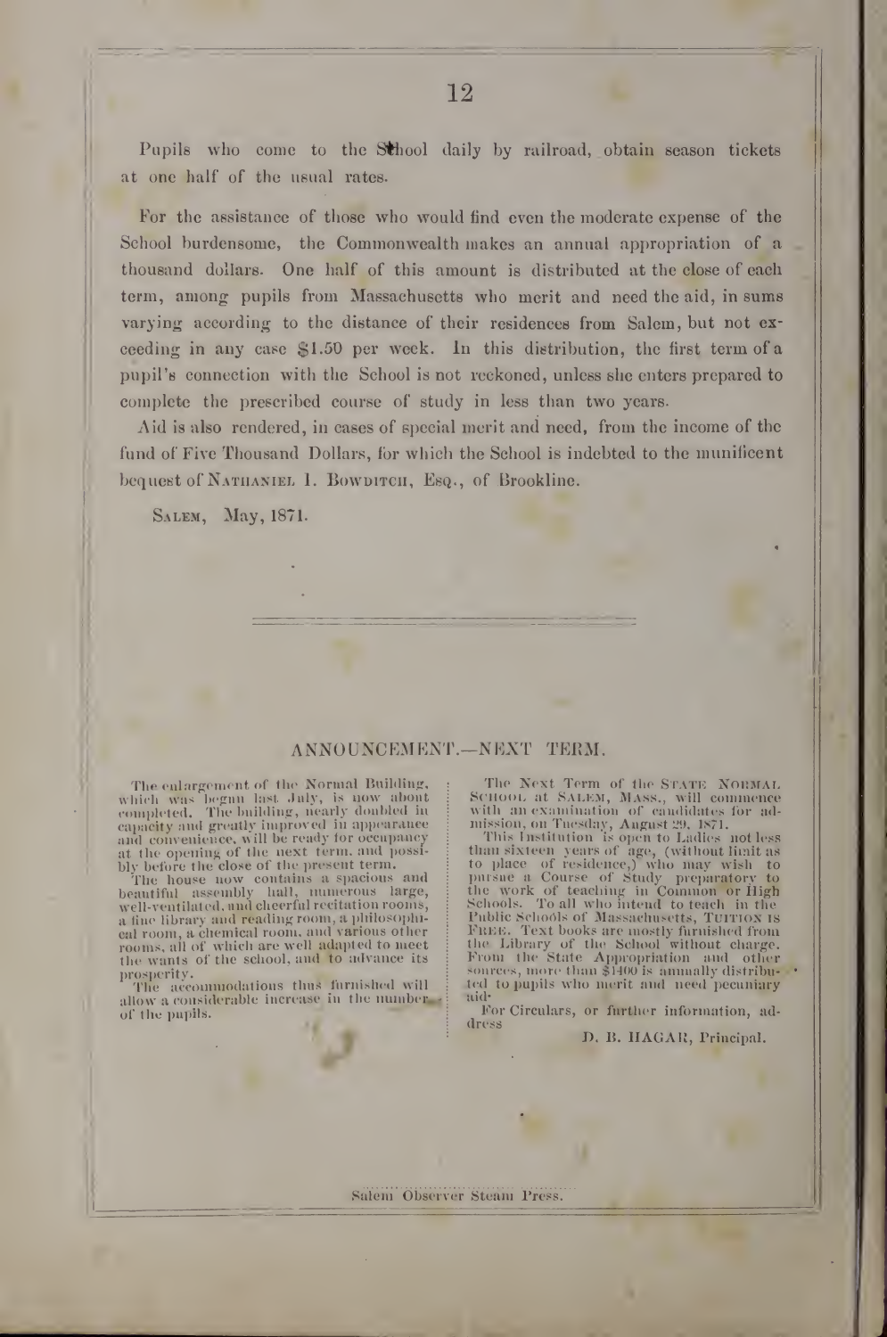Pupils who come to the School daily by railroad, obtain season tickets at one half of the usual rates.

For the assistance of those who would find even the moderate expense of the School burdensome, the Commonwealth makes an annual appropriation of a thousand dollars. One half of this amount is distributed at the close of each term, among pupils from Massachusetts who merit and need the aid, in sums varying according to the distance of their residences from Salem, but not exceeding in any case $1.50 per week. In this distribution, the first term of a pupil's connection with the School is not reckoned, unless she enters prepared to complete the prescribed course of study in less than two years.

Aid is also rendered, in cases of special merit and need, from the income of the fund of Five Thousand Dollars, for which the School is indebted to the munificent bequest of NATHANIEL I. BOWDITCH, ESQ., of Brookline.

SALEM, May, 1871.

---

## ANNOUNCEMENT.—NEXT TERM.

The enlargement of the Normal Building, which was begun last July, is now about completed. The building, nearly doubled in capacity and greatly improved in appearance and convenience, will be ready for occupancy at the opening of the next term, and possibly before the close of the present term.

The house now contains a spacious and beautiful assembly hall, numerous large, well-ventilated, and cheerful recitation rooms, a fine library and reading room, a philosophical room, a chemical room, and various other rooms, all of which are well adapted to meet the wants of the school, and to advance its prosperity.

The accommodations thus furnished will allow a considerable increase in the number of the pupils.

The Next Term of the STATE NORMAL SCHOOL at SALEM, MASS., will commence with an examination of candidates for admission, on Tuesday, August 29, 1871.

This Institution is open to Ladies not less than sixteen years of age, (without limit as to place of residence,) who may wish to pursue a Course of Study preparatory to the work of teaching in Common or High Schools. To all who intend to teach in the Public Schools of Massachusetts, TUITION IS FREE. Text books are mostly furnished from the Library of the School without charge. From the State Appropriation and other sources, more than $1400 is annually distributed to pupils who merit and need pecuniary aid.

For Circulars, or further information, address

D. B. HAGAR, Principal.

Salem Observer Steam Press.